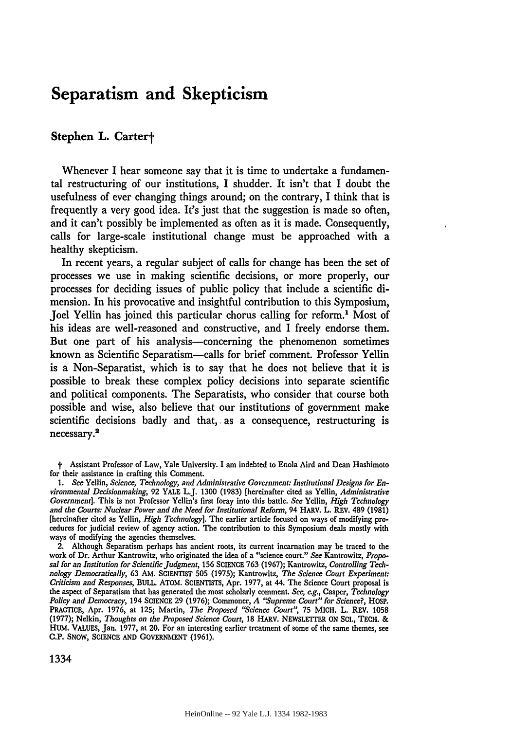# Separatism and Skepticism

**Stephen L. Carter†**

Whenever I hear someone say that it is time to undertake a fundamental restructuring of our institutions, I shudder. It isn't that I doubt the usefulness of ever changing things around; on the contrary, I think that is frequently a very good idea. It's just that the suggestion is made so often, and it can't possibly be implemented as often as it is made. Consequently, calls for large-scale institutional change must be approached with a healthy skepticism.

In recent years, a regular subject of calls for change has been the set of processes we use in making scientific decisions, or more properly, our processes for deciding issues of public policy that include a scientific dimension. In his provocative and insightful contribution to this Symposium, Joel Yellin has joined this particular chorus calling for reform.[1] Most of his ideas are well-reasoned and constructive, and I freely endorse them. But one part of his analysis—concerning the phenomenon sometimes known as Scientific Separatism—calls for brief comment. Professor Yellin is a Non-Separatist, which is to say that he does not believe that it is possible to break these complex policy decisions into separate scientific and political components. The Separatists, who consider that course both possible and wise, also believe that our institutions of government make scientific decisions badly and that, as a consequence, restructuring is necessary.[2]

† Assistant Professor of Law, Yale University. I am indebted to Enola Aird and Dean Hashimoto for their assistance in crafting this Comment.

1. *See* Yellin, *Science, Technology, and Administrative Government: Institutional Designs for Environmental Decisionmaking*, 92 YALE L.J. 1300 (1983) [hereinafter cited as Yellin, *Administrative Government*]. This is not Professor Yellin's first foray into this battle. *See* Yellin, *High Technology and the Courts: Nuclear Power and the Need for Institutional Reform*, 94 HARV. L. REV. 489 (1981) [hereinafter cited as Yellin, *High Technology*]. The earlier article focused on ways of modifying procedures for judicial review of agency action. The contribution to this Symposium deals mostly with ways of modifying the agencies themselves.

2. Although Separatism perhaps has ancient roots, its current incarnation may be traced to the work of Dr. Arthur Kantrowitz, who originated the idea of a "science court." *See* Kantrowitz, *Proposal for an Institution for Scientific Judgment*, 156 SCIENCE 763 (1967); Kantrowitz, *Controlling Technology Democratically*, 63 AM. SCIENTIST 505 (1975); Kantrowitz, *The Science Court Experiment: Criticism and Responses*, BULL. ATOM. SCIENTISTS, Apr. 1977, at 44. The Science Court proposal is the aspect of Separatism that has generated the most scholarly comment. *See, e.g.*, Casper, *Technology Policy and Democracy*, 194 SCIENCE 29 (1976); Commoner, *A "Supreme Court" for Science?*, HOSP. PRACTICE, Apr. 1976, at 125; Martin, *The Proposed "Science Court"*, 75 MICH. L. REV. 1058 (1977); Nelkin, *Thoughts on the Proposed Science Court*, 18 HARV. NEWSLETTER ON SCI., TECH. & HUM. VALUES, Jan. 1977, at 20. For an interesting earlier treatment of some of the same themes, see C.P. SNOW, SCIENCE AND GOVERNMENT (1961).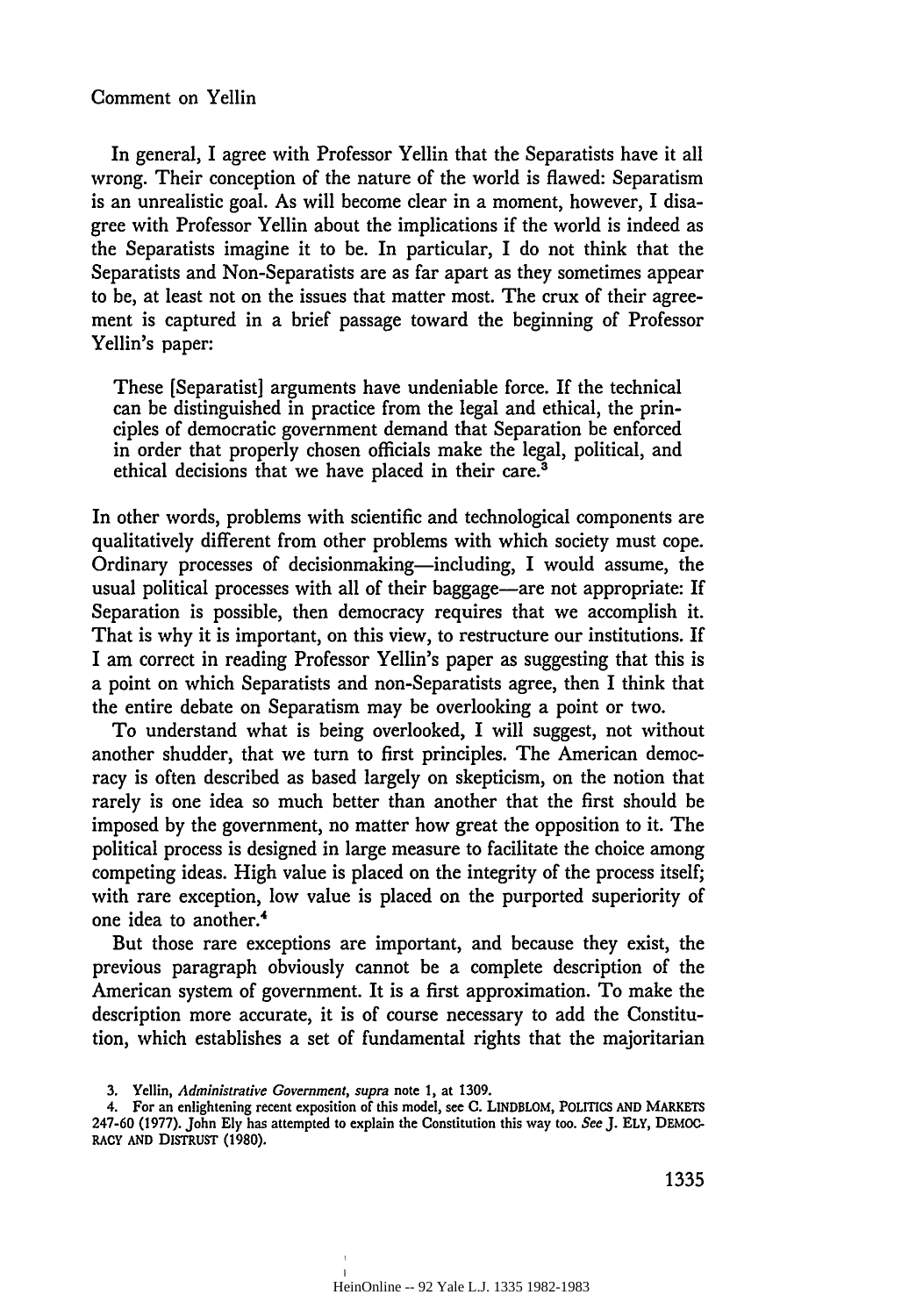In general, I agree with Professor Yellin that the Separatists have it all wrong. Their conception of the nature of the world is flawed: Separatism is an unrealistic goal. As will become clear in a moment, however, I disagree with Professor Yellin about the implications if the world is indeed as the Separatists imagine it to be. In particular, I do not think that the Separatists and Non-Separatists are as far apart as they sometimes appear to be, at least not on the issues that matter most. The crux of their agreement is captured in a brief passage toward the beginning of Professor Yellin's paper:

> These [Separatist] arguments have undeniable force. If the technical can be distinguished in practice from the legal and ethical, the principles of democratic government demand that Separation be enforced in order that properly chosen officials make the legal, political, and ethical decisions that we have placed in their care.[3]

In other words, problems with scientific and technological components are qualitatively different from other problems with which society must cope. Ordinary processes of decisionmaking—including, I would assume, the usual political processes with all of their baggage—are not appropriate: If Separation is possible, then democracy requires that we accomplish it. That is why it is important, on this view, to restructure our institutions. If I am correct in reading Professor Yellin's paper as suggesting that this is a point on which Separatists and non-Separatists agree, then I think that the entire debate on Separatism may be overlooking a point or two.

To understand what is being overlooked, I will suggest, not without another shudder, that we turn to first principles. The American democracy is often described as based largely on skepticism, on the notion that rarely is one idea so much better than another that the first should be imposed by the government, no matter how great the opposition to it. The political process is designed in large measure to facilitate the choice among competing ideas. High value is placed on the integrity of the process itself; with rare exception, low value is placed on the purported superiority of one idea to another.[4]

But those rare exceptions are important, and because they exist, the previous paragraph obviously cannot be a complete description of the American system of government. It is a first approximation. To make the description more accurate, it is of course necessary to add the Constitution, which establishes a set of fundamental rights that the majoritarian

3. Yellin, *Administrative Government*, *supra* note 1, at 1309.

4. For an enlightening recent exposition of this model, see C. LINDBLOM, POLITICS AND MARKETS 247-60 (1977). John Ely has attempted to explain the Constitution this way too. *See* J. ELY, DEMOCRACY AND DISTRUST (1980).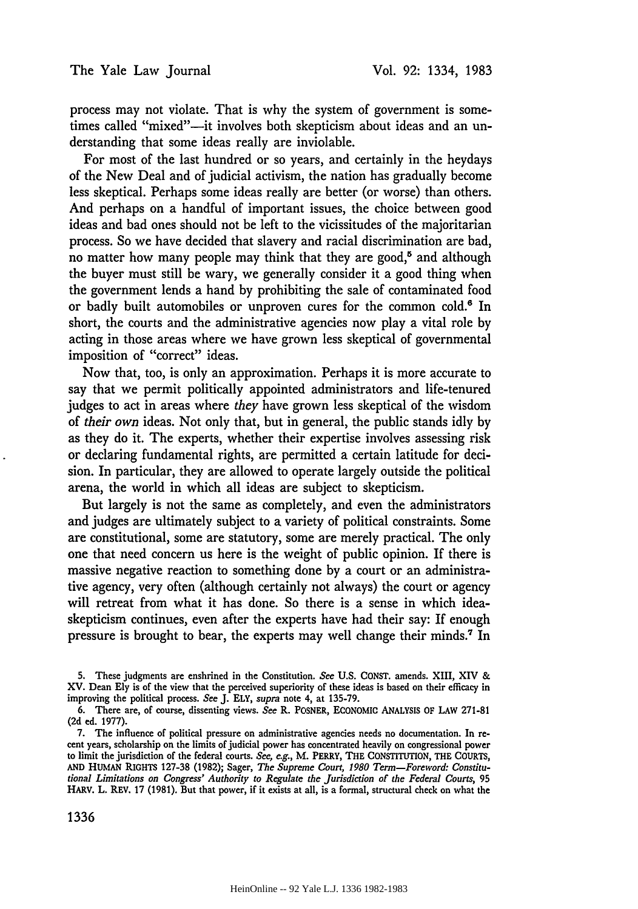process may not violate. That is why the system of government is sometimes called "mixed"—it involves both skepticism about ideas and an understanding that some ideas really are inviolable.

For most of the last hundred or so years, and certainly in the heydays of the New Deal and of judicial activism, the nation has gradually become less skeptical. Perhaps some ideas really are better (or worse) than others. And perhaps on a handful of important issues, the choice between good ideas and bad ones should not be left to the vicissitudes of the majoritarian process. So we have decided that slavery and racial discrimination are bad, no matter how many people may think that they are good,[5] and although the buyer must still be wary, we generally consider it a good thing when the government lends a hand by prohibiting the sale of contaminated food or badly built automobiles or unproven cures for the common cold.[6] In short, the courts and the administrative agencies now play a vital role by acting in those areas where we have grown less skeptical of governmental imposition of "correct" ideas.

Now that, too, is only an approximation. Perhaps it is more accurate to say that we permit politically appointed administrators and life-tenured judges to act in areas where *they* have grown less skeptical of the wisdom of *their own* ideas. Not only that, but in general, the public stands idly by as they do it. The experts, whether their expertise involves assessing risk or declaring fundamental rights, are permitted a certain latitude for decision. In particular, they are allowed to operate largely outside the political arena, the world in which all ideas are subject to skepticism.

But largely is not the same as completely, and even the administrators and judges are ultimately subject to a variety of political constraints. Some are constitutional, some are statutory, some are merely practical. The only one that need concern us here is the weight of public opinion. If there is massive negative reaction to something done by a court or an administrative agency, very often (although certainly not always) the court or agency will retreat from what it has done. So there is a sense in which idea-skepticism continues, even after the experts have had their say: If enough pressure is brought to bear, the experts may well change their minds.[7] In

5. These judgments are enshrined in the Constitution. *See* U.S. CONST. amends. XIII, XIV & XV. Dean Ely is of the view that the perceived superiority of these ideas is based on their efficacy in improving the political process. *See* J. ELY, *supra* note 4, at 135-79.

6. There are, of course, dissenting views. *See* R. POSNER, ECONOMIC ANALYSIS OF LAW 271-81 (2d ed. 1977).

7. The influence of political pressure on administrative agencies needs no documentation. In recent years, scholarship on the limits of judicial power has concentrated heavily on congressional power to limit the jurisdiction of the federal courts. *See, e.g.*, M. PERRY, THE CONSTITUTION, THE COURTS, AND HUMAN RIGHTS 127-38 (1982); Sager, *The Supreme Court, 1980 Term—Foreword: Constitutional Limitations on Congress' Authority to Regulate the Jurisdiction of the Federal Courts*, 95 HARV. L. REV. 17 (1981). But that power, if it exists at all, is a formal, structural check on what the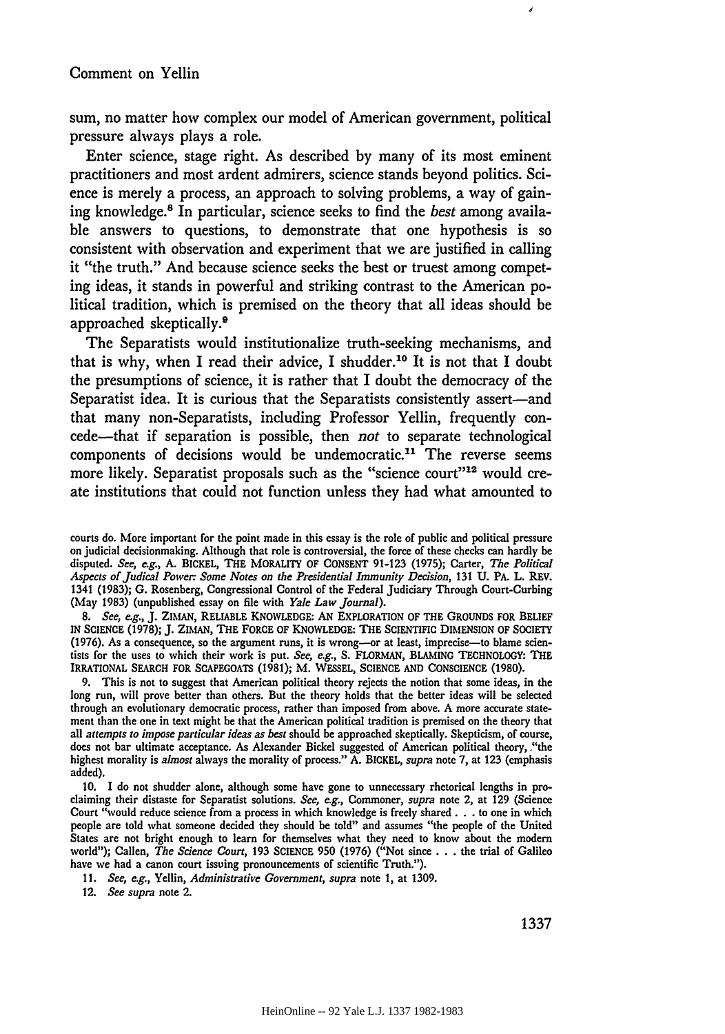sum, no matter how complex our model of American government, political pressure always plays a role.

Enter science, stage right. As described by many of its most eminent practitioners and most ardent admirers, science stands beyond politics. Science is merely a process, an approach to solving problems, a way of gaining knowledge.[8] In particular, science seeks to find the *best* among available answers to questions, to demonstrate that one hypothesis is so consistent with observation and experiment that we are justified in calling it "the truth." And because science seeks the best or truest among competing ideas, it stands in powerful and striking contrast to the American political tradition, which is premised on the theory that all ideas should be approached skeptically.[9]

The Separatists would institutionalize truth-seeking mechanisms, and that is why, when I read their advice, I shudder.[10] It is not that I doubt the presumptions of science, it is rather that I doubt the democracy of the Separatist idea. It is curious that the Separatists consistently assert—and that many non-Separatists, including Professor Yellin, frequently concede—that if separation is possible, then *not* to separate technological components of decisions would be undemocratic.[11] The reverse seems more likely. Separatist proposals such as the "science court"[12] would create institutions that could not function unless they had what amounted to

---

courts do. More important for the point made in this essay is the role of public and political pressure on judicial decisionmaking. Although that role is controversial, the force of these checks can hardly be disputed. *See, e.g.*, A. BICKEL, THE MORALITY OF CONSENT 91-123 (1975); Carter, *The Political Aspects of Judical Power: Some Notes on the Presidential Immunity Decision*, 131 U. PA. L. REV. 1341 (1983); G. Rosenberg, Congressional Control of the Federal Judiciary Through Court-Curbing (May 1983) (unpublished essay on file with *Yale Law Journal*).

8. *See, e.g.*, J. ZIMAN, RELIABLE KNOWLEDGE: AN EXPLORATION OF THE GROUNDS FOR BELIEF IN SCIENCE (1978); J. ZIMAN, THE FORCE OF KNOWLEDGE: THE SCIENTIFIC DIMENSION OF SOCIETY (1976). As a consequence, so the argument runs, it is wrong—or at least, imprecise—to blame scientists for the uses to which their work is put. *See, e.g.*, S. FLORMAN, BLAMING TECHNOLOGY: THE IRRATIONAL SEARCH FOR SCAPEGOATS (1981); M. WESSEL, SCIENCE AND CONSCIENCE (1980).

9. This is not to suggest that American political theory rejects the notion that some ideas, in the long run, will prove better than others. But the theory holds that the better ideas will be selected through an evolutionary democratic process, rather than imposed from above. A more accurate statement than the one in text might be that the American political tradition is premised on the theory that all *attempts to impose particular ideas as best* should be approached skeptically. Skepticism, of course, does not bar ultimate acceptance. As Alexander Bickel suggested of American political theory, "the highest morality is *almost* always the morality of process." A. BICKEL, *supra* note 7, at 123 (emphasis added).

10. I do not shudder alone, although some have gone to unnecessary rhetorical lengths in proclaiming their distaste for Separatist solutions. *See, e.g.*, Commoner, *supra* note 2, at 129 (Science Court "would reduce science from a process in which knowledge is freely shared . . . to one in which people are told what someone decided they should be told" and assumes "the people of the United States are not bright enough to learn for themselves what they need to know about the modern world"); Callen, *The Science Court*, 193 SCIENCE 950 (1976) ("Not since . . . the trial of Galileo have we had a canon court issuing pronouncements of scientific Truth.").

11. *See, e.g.*, Yellin, *Administrative Government*, *supra* note 1, at 1309.

12. *See supra* note 2.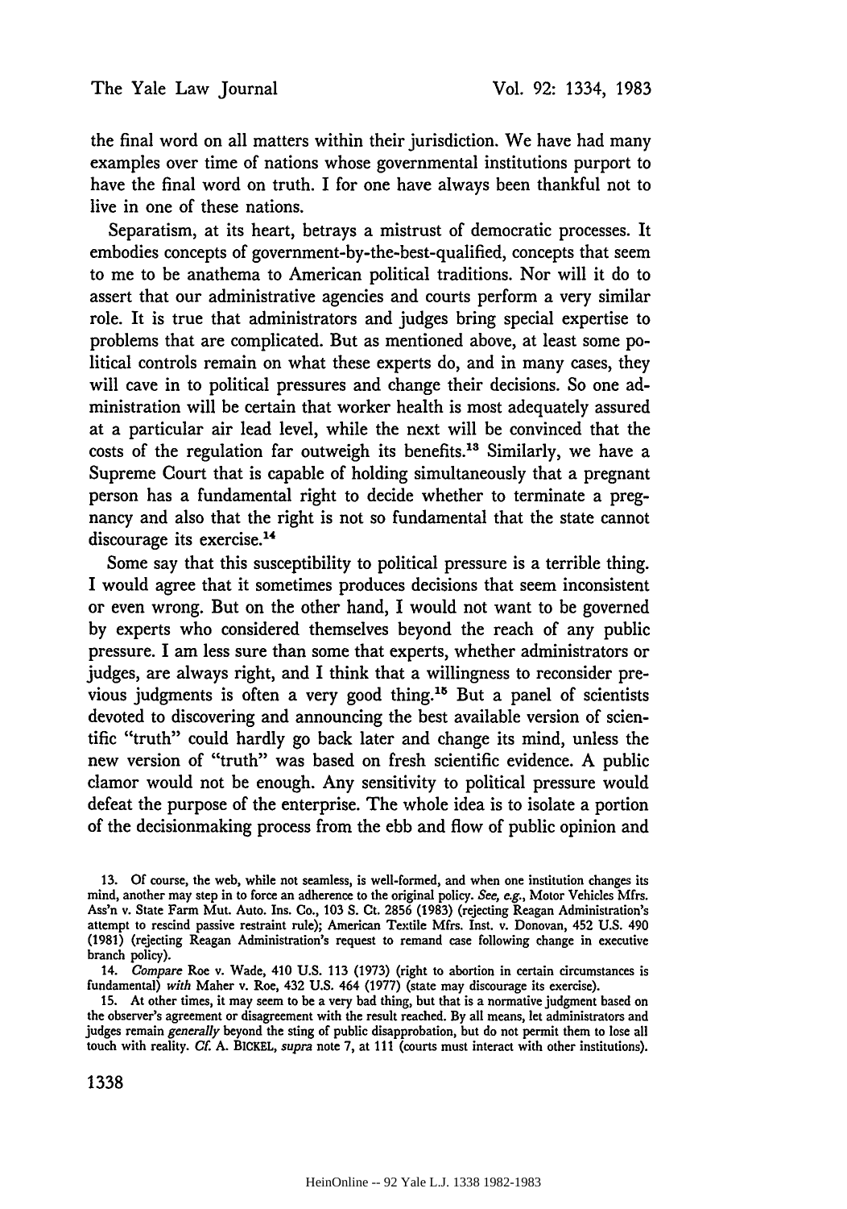the final word on all matters within their jurisdiction. We have had many examples over time of nations whose governmental institutions purport to have the final word on truth. I for one have always been thankful not to live in one of these nations.

Separatism, at its heart, betrays a mistrust of democratic processes. It embodies concepts of government-by-the-best-qualified, concepts that seem to me to be anathema to American political traditions. Nor will it do to assert that our administrative agencies and courts perform a very similar role. It is true that administrators and judges bring special expertise to problems that are complicated. But as mentioned above, at least some political controls remain on what these experts do, and in many cases, they will cave in to political pressures and change their decisions. So one administration will be certain that worker health is most adequately assured at a particular air lead level, while the next will be convinced that the costs of the regulation far outweigh its benefits.[13] Similarly, we have a Supreme Court that is capable of holding simultaneously that a pregnant person has a fundamental right to decide whether to terminate a pregnancy and also that the right is not so fundamental that the state cannot discourage its exercise.[14]

Some say that this susceptibility to political pressure is a terrible thing. I would agree that it sometimes produces decisions that seem inconsistent or even wrong. But on the other hand, I would not want to be governed by experts who considered themselves beyond the reach of any public pressure. I am less sure than some that experts, whether administrators or judges, are always right, and I think that a willingness to reconsider previous judgments is often a very good thing.[15] But a panel of scientists devoted to discovering and announcing the best available version of scientific "truth" could hardly go back later and change its mind, unless the new version of "truth" was based on fresh scientific evidence. A public clamor would not be enough. Any sensitivity to political pressure would defeat the purpose of the enterprise. The whole idea is to isolate a portion of the decisionmaking process from the ebb and flow of public opinion and

13. Of course, the web, while not seamless, is well-formed, and when one institution changes its mind, another may step in to force an adherence to the original policy. *See, e.g.*, Motor Vehicles Mfrs. Ass'n v. State Farm Mut. Auto. Ins. Co., 103 S. Ct. 2856 (1983) (rejecting Reagan Administration's attempt to rescind passive restraint rule); American Textile Mfrs. Inst. v. Donovan, 452 U.S. 490 (1981) (rejecting Reagan Administration's request to remand case following change in executive branch policy).

14. *Compare* Roe v. Wade, 410 U.S. 113 (1973) (right to abortion in certain circumstances is fundamental) *with* Maher v. Roe, 432 U.S. 464 (1977) (state may discourage its exercise).

15. At other times, it may seem to be a very bad thing, but that is a normative judgment based on the observer's agreement or disagreement with the result reached. By all means, let administrators and judges remain *generally* beyond the sting of public disapprobation, but do not permit them to lose all touch with reality. *Cf.* A. BICKEL, *supra* note 7, at 111 (courts must interact with other institutions).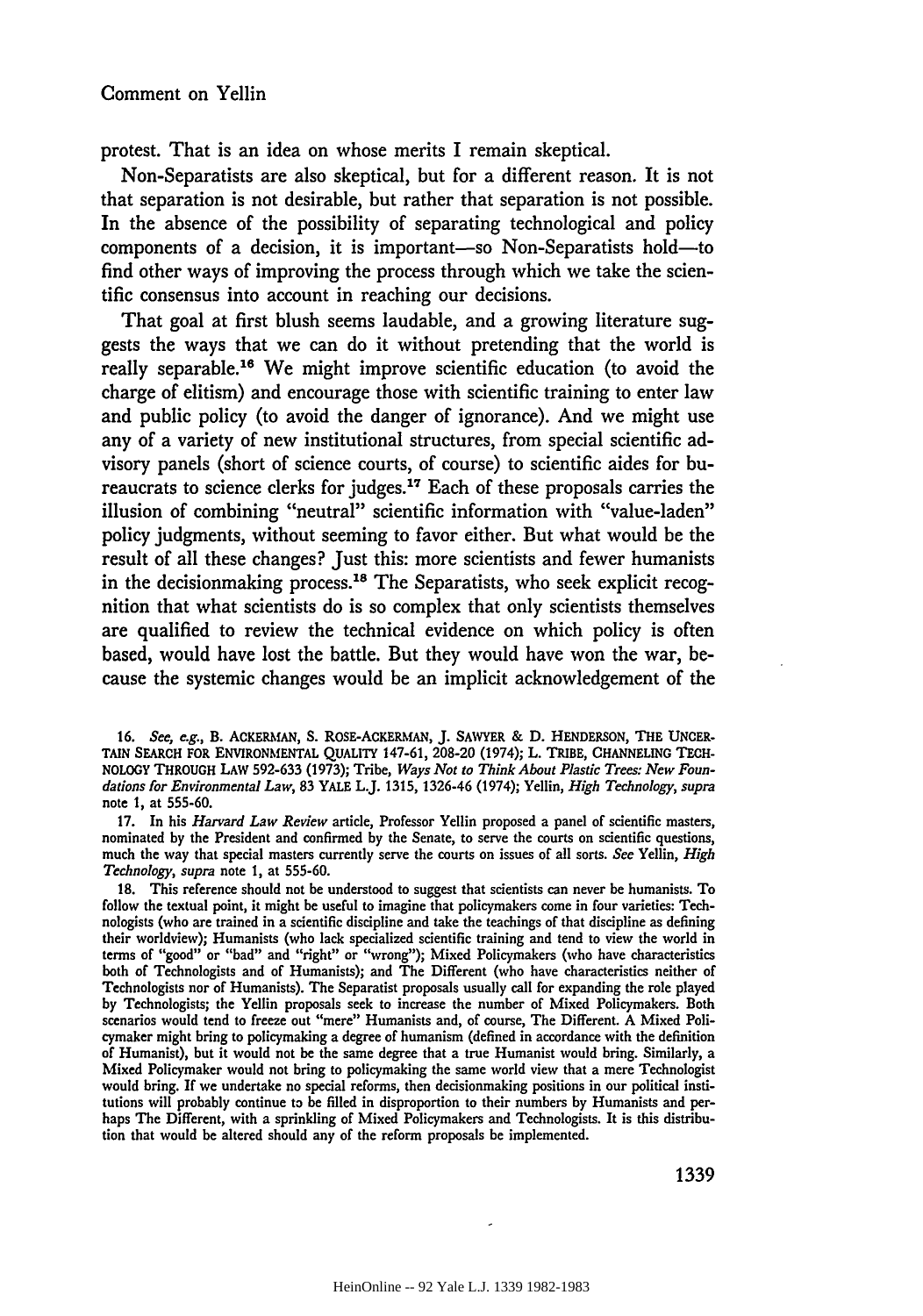protest. That is an idea on whose merits I remain skeptical.

Non-Separatists are also skeptical, but for a different reason. It is not that separation is not desirable, but rather that separation is not possible. In the absence of the possibility of separating technological and policy components of a decision, it is important—so Non-Separatists hold—to find other ways of improving the process through which we take the scientific consensus into account in reaching our decisions.

That goal at first blush seems laudable, and a growing literature suggests the ways that we can do it without pretending that the world is really separable.[16] We might improve scientific education (to avoid the charge of elitism) and encourage those with scientific training to enter law and public policy (to avoid the danger of ignorance). And we might use any of a variety of new institutional structures, from special scientific advisory panels (short of science courts, of course) to scientific aides for bureaucrats to science clerks for judges.[17] Each of these proposals carries the illusion of combining "neutral" scientific information with "value-laden" policy judgments, without seeming to favor either. But what would be the result of all these changes? Just this: more scientists and fewer humanists in the decisionmaking process.[18] The Separatists, who seek explicit recognition that what scientists do is so complex that only scientists themselves are qualified to review the technical evidence on which policy is often based, would have lost the battle. But they would have won the war, because the systemic changes would be an implicit acknowledgement of the

16. *See, e.g.*, B. ACKERMAN, S. ROSE-ACKERMAN, J. SAWYER & D. HENDERSON, THE UNCERTAIN SEARCH FOR ENVIRONMENTAL QUALITY 147-61, 208-20 (1974); L. TRIBE, CHANNELING TECHNOLOGY THROUGH LAW 592-633 (1973); Tribe, *Ways Not to Think About Plastic Trees: New Foundations for Environmental Law*, 83 YALE L.J. 1315, 1326-46 (1974); Yellin, *High Technology*, *supra* note 1, at 555-60.

17. In his *Harvard Law Review* article, Professor Yellin proposed a panel of scientific masters, nominated by the President and confirmed by the Senate, to serve the courts on scientific questions, much the way that special masters currently serve the courts on issues of all sorts. *See* Yellin, *High Technology*, *supra* note 1, at 555-60.

18. This reference should not be understood to suggest that scientists can never be humanists. To follow the textual point, it might be useful to imagine that policymakers come in four varieties: Technologists (who are trained in a scientific discipline and take the teachings of that discipline as defining their worldview); Humanists (who lack specialized scientific training and tend to view the world in terms of "good" or "bad" and "right" or "wrong"); Mixed Policymakers (who have characteristics both of Technologists and of Humanists); and The Different (who have characteristics neither of Technologists nor of Humanists). The Separatist proposals usually call for expanding the role played by Technologists; the Yellin proposals seek to increase the number of Mixed Policymakers. Both scenarios would tend to freeze out "mere" Humanists and, of course, The Different. A Mixed Policymaker might bring to policymaking a degree of humanism (defined in accordance with the definition of Humanist), but it would not be the same degree that a true Humanist would bring. Similarly, a Mixed Policymaker would not bring to policymaking the same world view that a mere Technologist would bring. If we undertake no special reforms, then decisionmaking positions in our political institutions will probably continue to be filled in disproportion to their numbers by Humanists and perhaps The Different, with a sprinkling of Mixed Policymakers and Technologists. It is this distribution that would be altered should any of the reform proposals be implemented.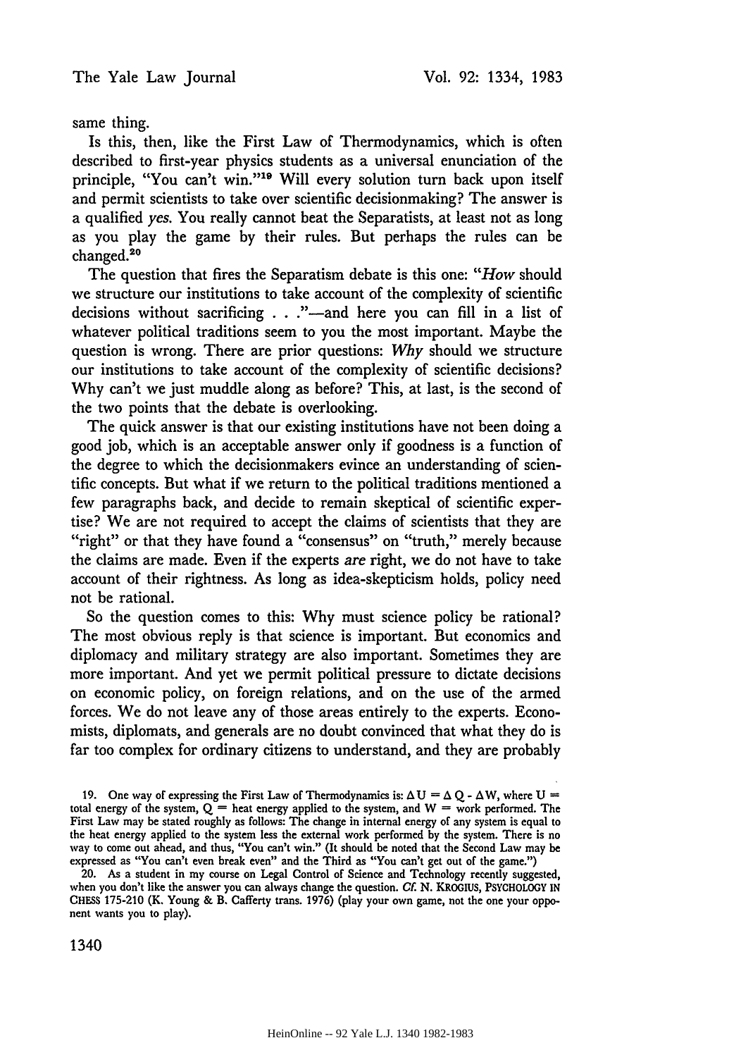same thing.

Is this, then, like the First Law of Thermodynamics, which is often described to first-year physics students as a universal enunciation of the principle, "You can't win."[19] Will every solution turn back upon itself and permit scientists to take over scientific decisionmaking? The answer is a qualified *yes*. You really cannot beat the Separatists, at least not as long as you play the game by their rules. But perhaps the rules can be changed.[20]

The question that fires the Separatism debate is this one: "*How* should we structure our institutions to take account of the complexity of scientific decisions without sacrificing . . ."—and here you can fill in a list of whatever political traditions seem to you the most important. Maybe the question is wrong. There are prior questions: *Why* should we structure our institutions to take account of the complexity of scientific decisions? Why can't we just muddle along as before? This, at last, is the second of the two points that the debate is overlooking.

The quick answer is that our existing institutions have not been doing a good job, which is an acceptable answer only if goodness is a function of the degree to which the decisionmakers evince an understanding of scientific concepts. But what if we return to the political traditions mentioned a few paragraphs back, and decide to remain skeptical of scientific expertise? We are not required to accept the claims of scientists that they are "right" or that they have found a "consensus" on "truth," merely because the claims are made. Even if the experts *are* right, we do not have to take account of their rightness. As long as idea-skepticism holds, policy need not be rational.

So the question comes to this: Why must science policy be rational? The most obvious reply is that science is important. But economics and diplomacy and military strategy are also important. Sometimes they are more important. And yet we permit political pressure to dictate decisions on economic policy, on foreign relations, and on the use of the armed forces. We do not leave any of those areas entirely to the experts. Economists, diplomats, and generals are no doubt convinced that what they do is far too complex for ordinary citizens to understand, and they are probably

---

19. One way of expressing the First Law of Thermodynamics is: $\Delta U = \Delta Q - \Delta W$, where $U$ = total energy of the system, $Q$ = heat energy applied to the system, and $W$ = work performed. The First Law may be stated roughly as follows: The change in internal energy of any system is equal to the heat energy applied to the system less the external work performed by the system. There is no way to come out ahead, and thus, "You can't win." (It should be noted that the Second Law may be expressed as "You can't even break even" and the Third as "You can't get out of the game.")

20. As a student in my course on Legal Control of Science and Technology recently suggested, when you don't like the answer you can always change the question. *Cf.* N. KROGIUS, PSYCHOLOGY IN CHESS 175-210 (K. Young & B. Cafferty trans. 1976) (play your own game, not the one your opponent wants you to play).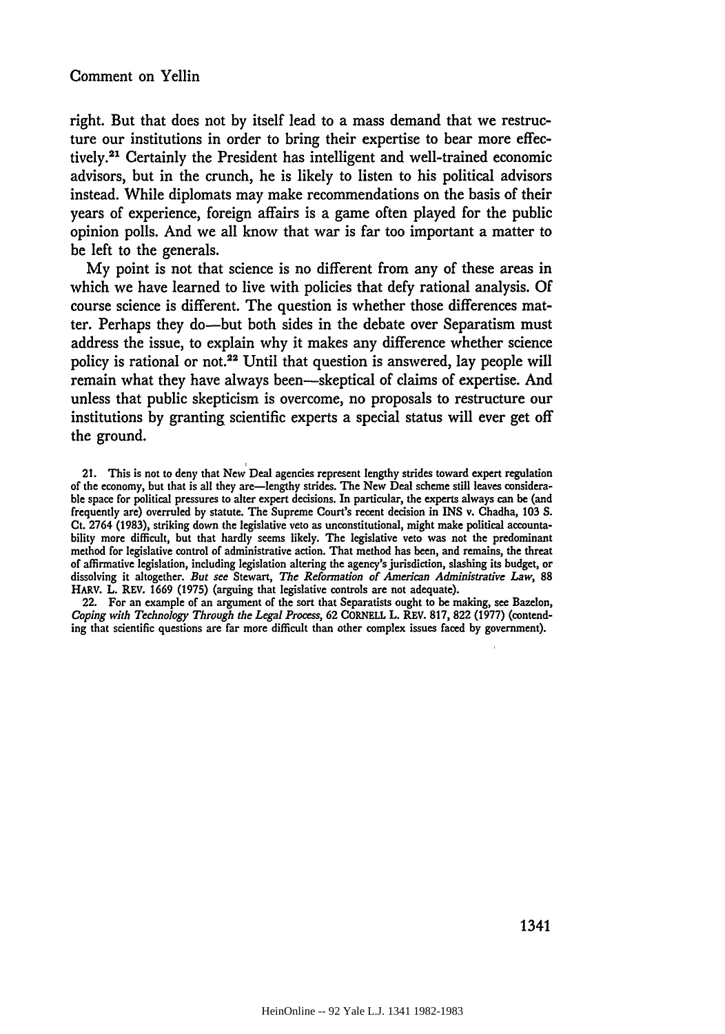right. But that does not by itself lead to a mass demand that we restructure our institutions in order to bring their expertise to bear more effectively.[21] Certainly the President has intelligent and well-trained economic advisors, but in the crunch, he is likely to listen to his political advisors instead. While diplomats may make recommendations on the basis of their years of experience, foreign affairs is a game often played for the public opinion polls. And we all know that war is far too important a matter to be left to the generals.

My point is not that science is no different from any of these areas in which we have learned to live with policies that defy rational analysis. Of course science is different. The question is whether those differences matter. Perhaps they do—but both sides in the debate over Separatism must address the issue, to explain why it makes any difference whether science policy is rational or not.[22] Until that question is answered, lay people will remain what they have always been—skeptical of claims of expertise. And unless that public skepticism is overcome, no proposals to restructure our institutions by granting scientific experts a special status will ever get off the ground.

21. This is not to deny that New Deal agencies represent lengthy strides toward expert regulation of the economy, but that is all they are—lengthy strides. The New Deal scheme still leaves considerable space for political pressures to alter expert decisions. In particular, the experts always can be (and frequently are) overruled by statute. The Supreme Court's recent decision in INS v. Chadha, 103 S. Ct. 2764 (1983), striking down the legislative veto as unconstitutional, might make political accountability more difficult, but that hardly seems likely. The legislative veto was not the predominant method for legislative control of administrative action. That method has been, and remains, the threat of affirmative legislation, including legislation altering the agency's jurisdiction, slashing its budget, or dissolving it altogether. *But see* Stewart, *The Reformation of American Administrative Law*, 88 HARV. L. REV. 1669 (1975) (arguing that legislative controls are not adequate).

22. For an example of an argument of the sort that Separatists ought to be making, see Bazelon, *Coping with Technology Through the Legal Process*, 62 CORNELL L. REV. 817, 822 (1977) (contending that scientific questions are far more difficult than other complex issues faced by government).